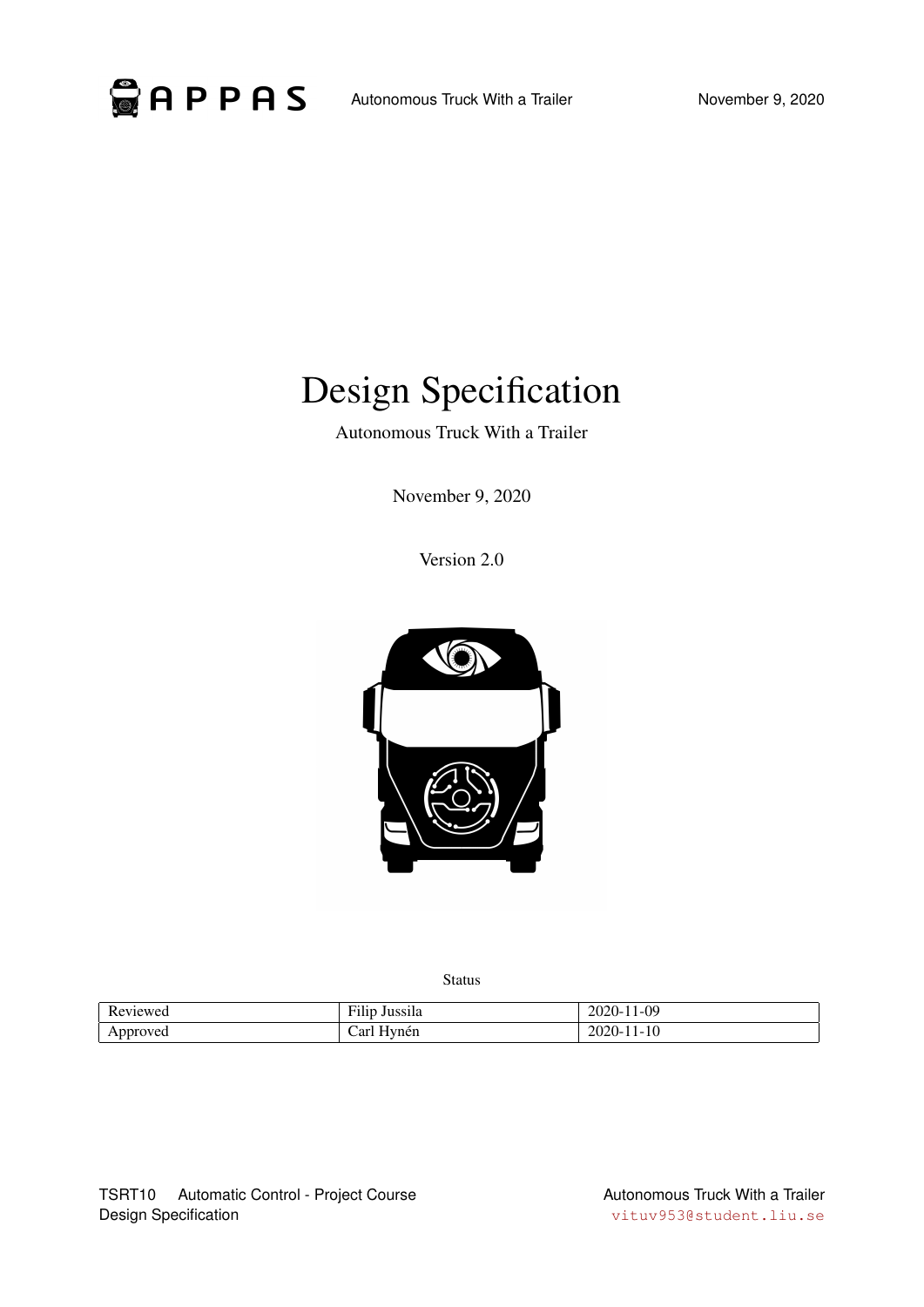# Design Specification

Autonomous Truck With a Trailer

November 9, 2020

Version 2.0

Status

| Reviewed | Filip Jussila | 2020-11-09 |
|---|---|---|
| Approved | Carl Hynén | 2020-11-10 |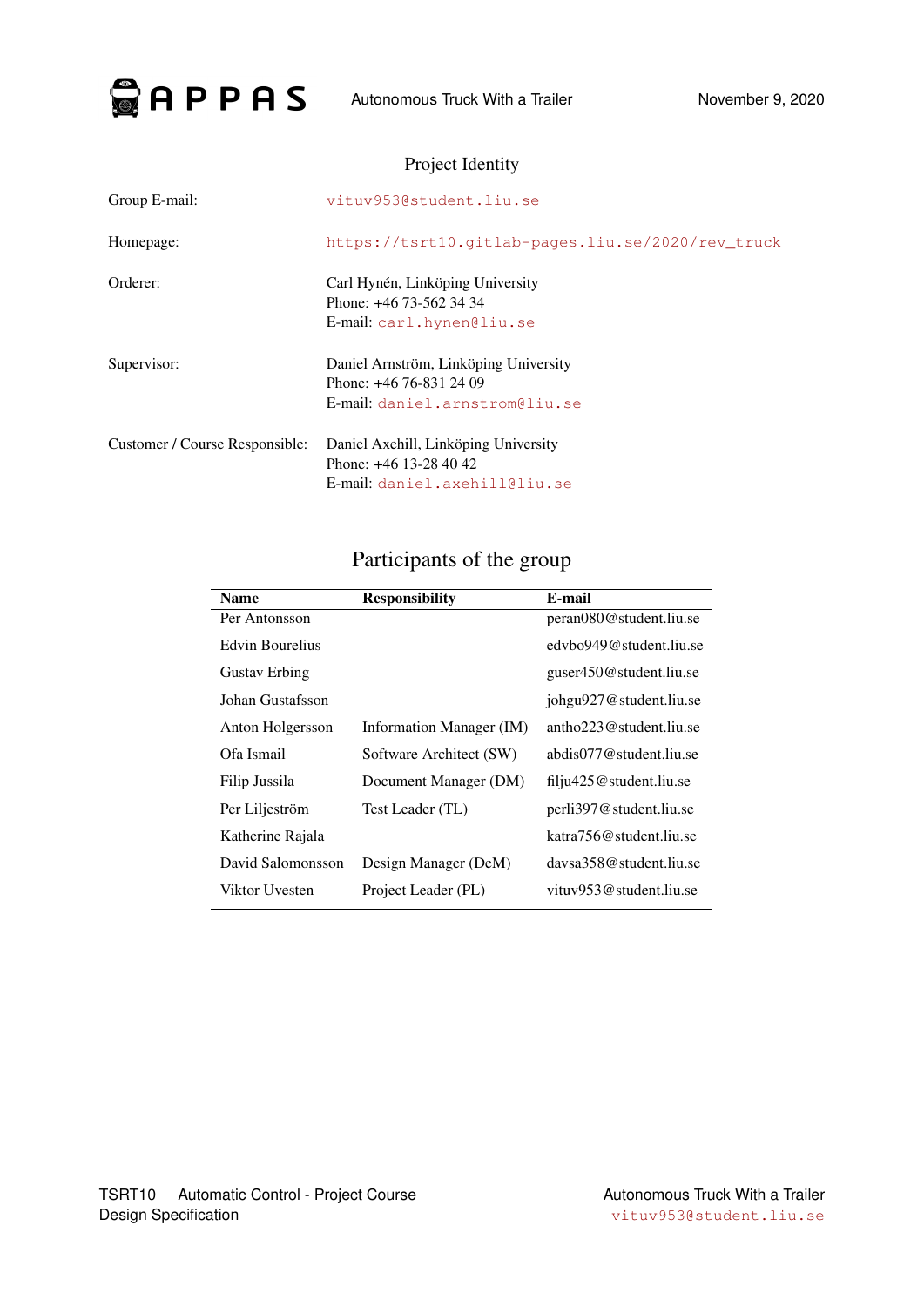## Project Identity

| | |
|---|---|
| Group E-mail: | vituv953@student.liu.se |
| Homepage: | https://tsrt10.gitlab-pages.liu.se/2020/rev_truck |
| Orderer: | Carl Hynén, Linköping University<br>Phone: +46 73-562 34 34<br>E-mail: carl.hynen@liu.se |
| Supervisor: | Daniel Arnström, Linköping University<br>Phone: +46 76-831 24 09<br>E-mail: daniel.arnstrom@liu.se |
| Customer / Course Responsible: | Daniel Axehill, Linköping University<br>Phone: +46 13-28 40 42<br>E-mail: daniel.axehill@liu.se |

## Participants of the group

| Name | Responsibility | E-mail |
|---|---|---|
| Per Antonsson | | peran080@student.liu.se |
| Edvin Bourelius | | edvbo949@student.liu.se |
| Gustav Erbing | | guser450@student.liu.se |
| Johan Gustafsson | | johgu927@student.liu.se |
| Anton Holgersson | Information Manager (IM) | antho223@student.liu.se |
| Ofa Ismail | Software Architect (SW) | abdis077@student.liu.se |
| Filip Jussila | Document Manager (DM) | filju425@student.liu.se |
| Per Liljeström | Test Leader (TL) | perli397@student.liu.se |
| Katherine Rajala | | katra756@student.liu.se |
| David Salomonsson | Design Manager (DeM) | davsa358@student.liu.se |
| Viktor Uvesten | Project Leader (PL) | vituv953@student.liu.se |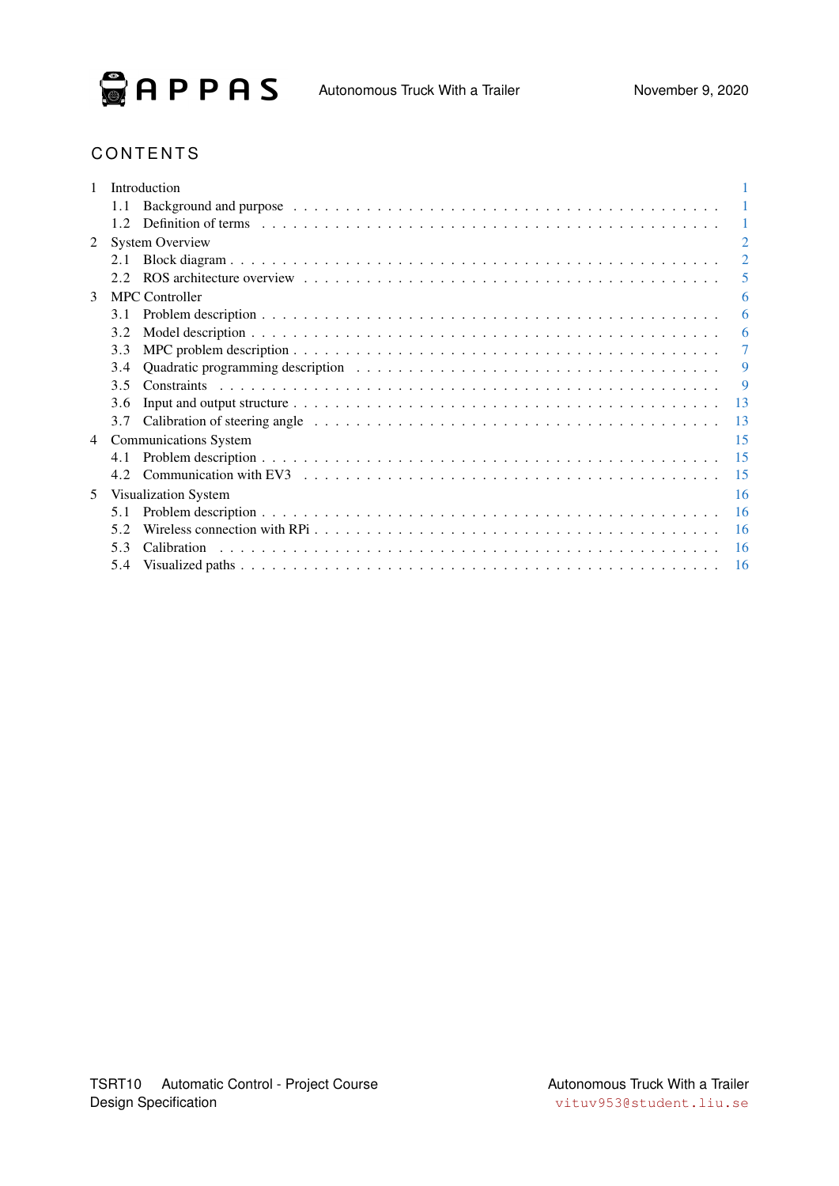## CONTENTS

1 Introduction 1
  1.1 Background and purpose 1
  1.2 Definition of terms 1
2 System Overview 2
  2.1 Block diagram 2
  2.2 ROS architecture overview 5
3 MPC Controller 6
  3.1 Problem description 6
  3.2 Model description 6
  3.3 MPC problem description 7
  3.4 Quadratic programming description 9
  3.5 Constraints 9
  3.6 Input and output structure 13
  3.7 Calibration of steering angle 13
4 Communications System 15
  4.1 Problem description 15
  4.2 Communication with EV3 15
5 Visualization System 16
  5.1 Problem description 16
  5.2 Wireless connection with RPi 16
  5.3 Calibration 16
  5.4 Visualized paths 16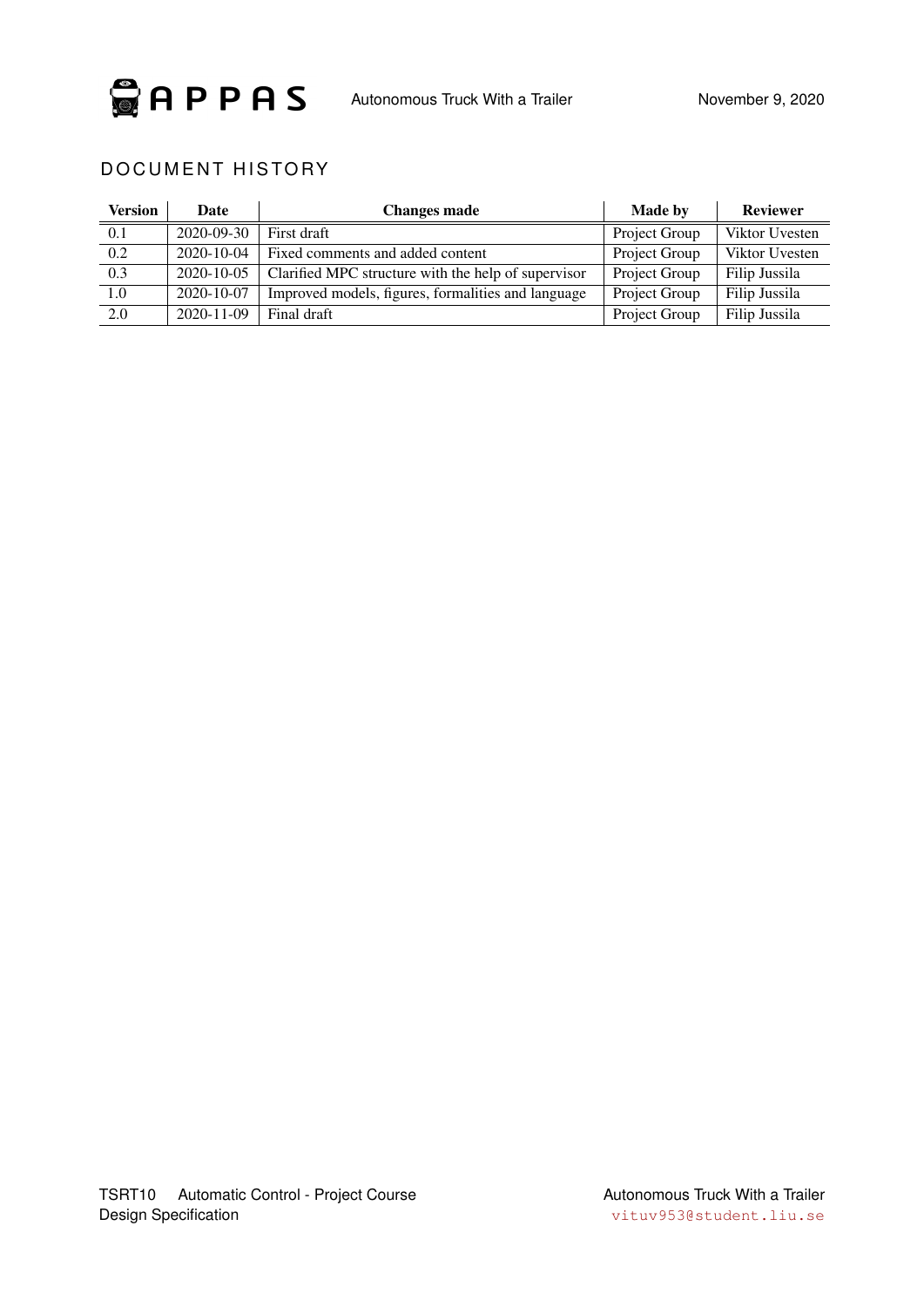## DOCUMENT HISTORY

| Version | Date | Changes made | Made by | Reviewer |
|---|---|---|---|---|
| 0.1 | 2020-09-30 | First draft | Project Group | Viktor Uvesten |
| 0.2 | 2020-10-04 | Fixed comments and added content | Project Group | Viktor Uvesten |
| 0.3 | 2020-10-05 | Clarified MPC structure with the help of supervisor | Project Group | Filip Jussila |
| 1.0 | 2020-10-07 | Improved models, figures, formalities and language | Project Group | Filip Jussila |
| 2.0 | 2020-11-09 | Final draft | Project Group | Filip Jussila |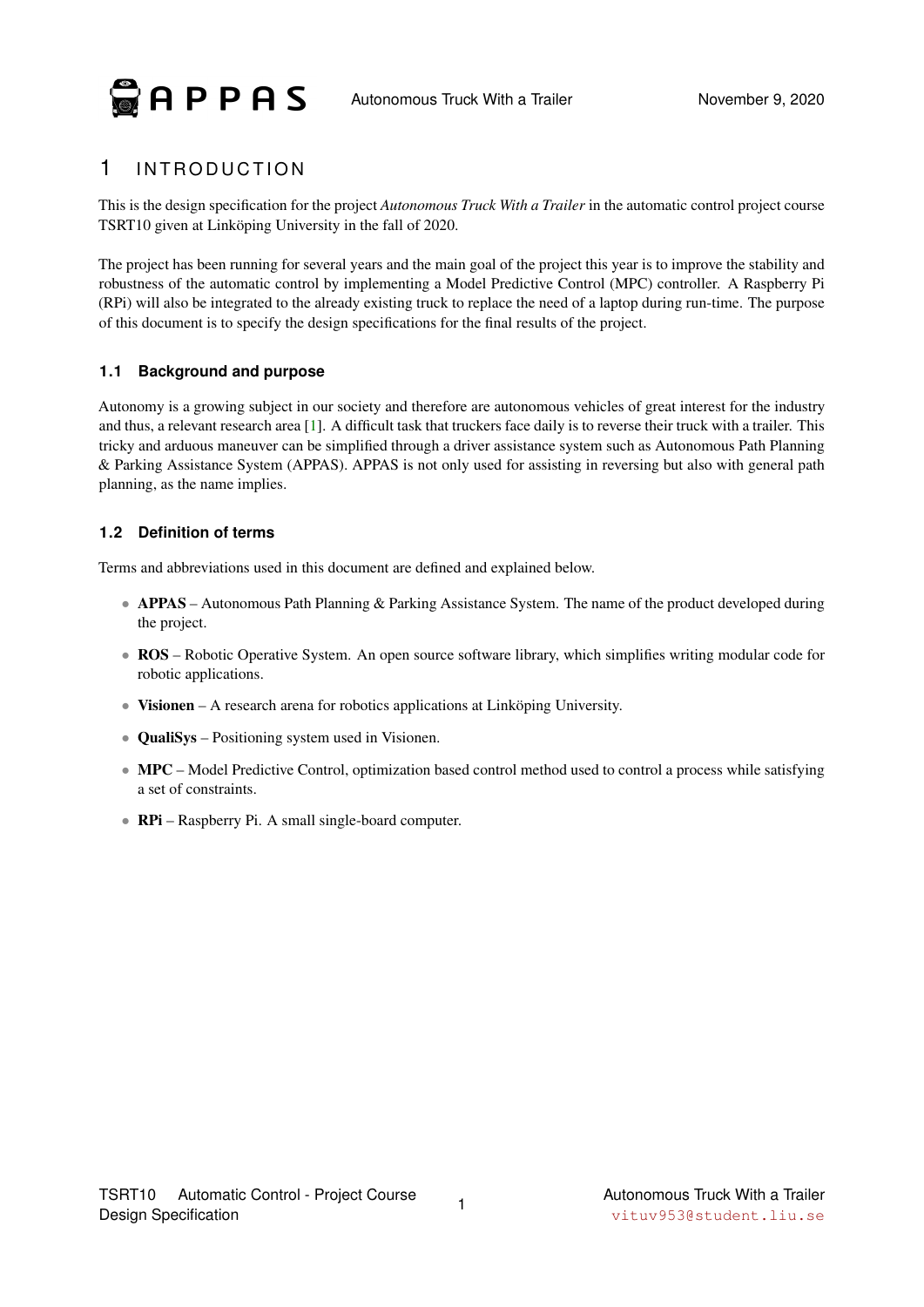# 1 INTRODUCTION

This is the design specification for the project *Autonomous Truck With a Trailer* in the automatic control project course TSRT10 given at Linköping University in the fall of 2020.

The project has been running for several years and the main goal of the project this year is to improve the stability and robustness of the automatic control by implementing a Model Predictive Control (MPC) controller. A Raspberry Pi (RPi) will also be integrated to the already existing truck to replace the need of a laptop during run-time. The purpose of this document is to specify the design specifications for the final results of the project.

### 1.1 Background and purpose

Autonomy is a growing subject in our society and therefore are autonomous vehicles of great interest for the industry and thus, a relevant research area [1]. A difficult task that truckers face daily is to reverse their truck with a trailer. This tricky and arduous maneuver can be simplified through a driver assistance system such as Autonomous Path Planning & Parking Assistance System (APPAS). APPAS is not only used for assisting in reversing but also with general path planning, as the name implies.

### 1.2 Definition of terms

Terms and abbreviations used in this document are defined and explained below.

- **APPAS** – Autonomous Path Planning & Parking Assistance System. The name of the product developed during the project.
- **ROS** – Robotic Operative System. An open source software library, which simplifies writing modular code for robotic applications.
- **Visionen** – A research arena for robotics applications at Linköping University.
- **QualiSys** – Positioning system used in Visionen.
- **MPC** – Model Predictive Control, optimization based control method used to control a process while satisfying a set of constraints.
- **RPi** – Raspberry Pi. A small single-board computer.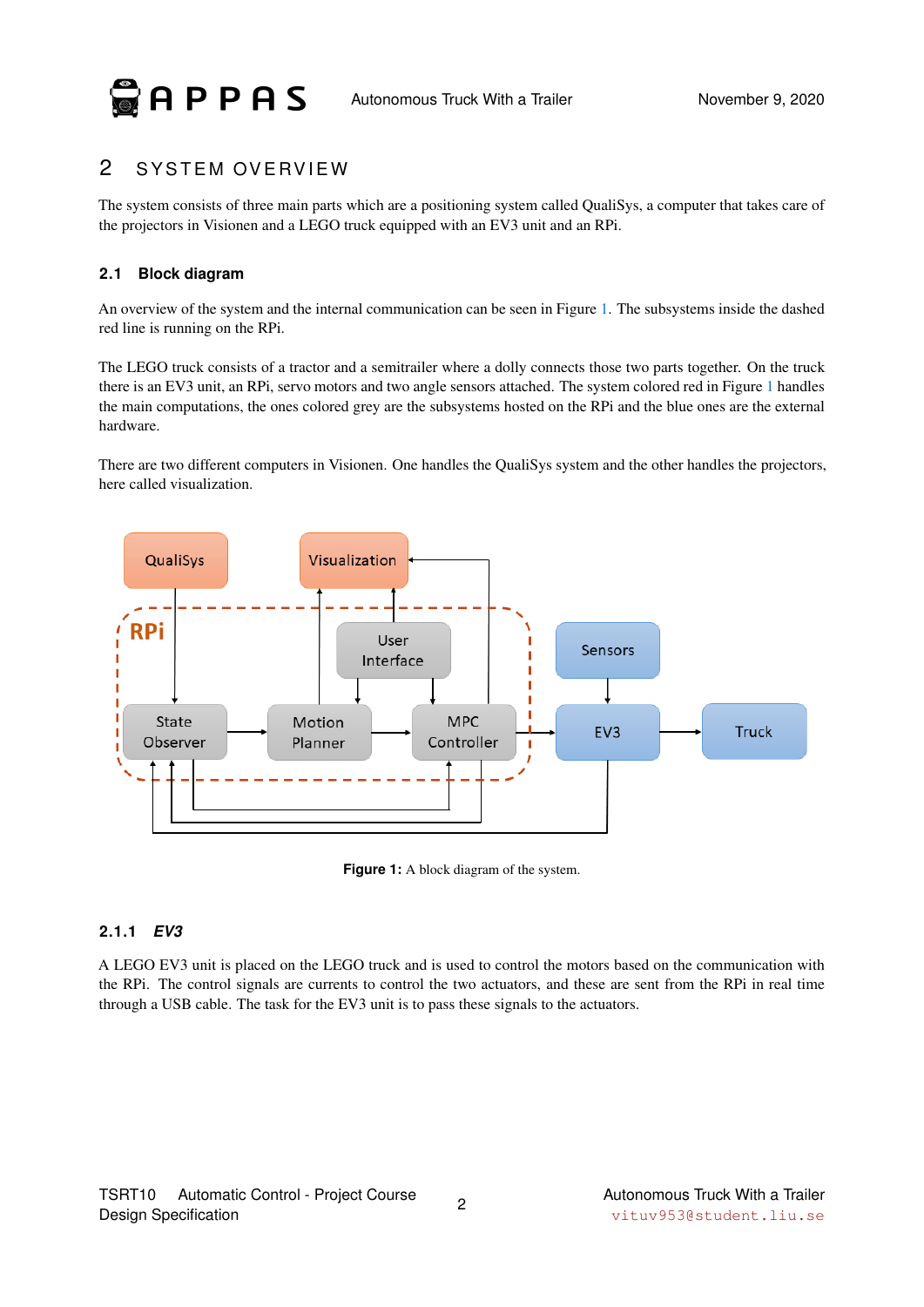## 2 SYSTEM OVERVIEW

The system consists of three main parts which are a positioning system called QualiSys, a computer that takes care of the projectors in Visionen and a LEGO truck equipped with an EV3 unit and an RPi.

### 2.1 Block diagram

An overview of the system and the internal communication can be seen in Figure 1. The subsystems inside the dashed red line is running on the RPi.

The LEGO truck consists of a tractor and a semitrailer where a dolly connects those two parts together. On the truck there is an EV3 unit, an RPi, servo motors and two angle sensors attached. The system colored red in Figure 1 handles the main computations, the ones colored grey are the subsystems hosted on the RPi and the blue ones are the external hardware.

There are two different computers in Visionen. One handles the QualiSys system and the other handles the projectors, here called visualization.

QualiSys

Visualization

RPi

User Interface

Sensors

State Observer

Motion Planner

MPC Controller

EV3

Truck

**Figure 1:** A block diagram of the system.

#### 2.1.1 *EV3*

A LEGO EV3 unit is placed on the LEGO truck and is used to control the motors based on the communication with the RPi. The control signals are currents to control the two actuators, and these are sent from the RPi in real time through a USB cable. The task for the EV3 unit is to pass these signals to the actuators.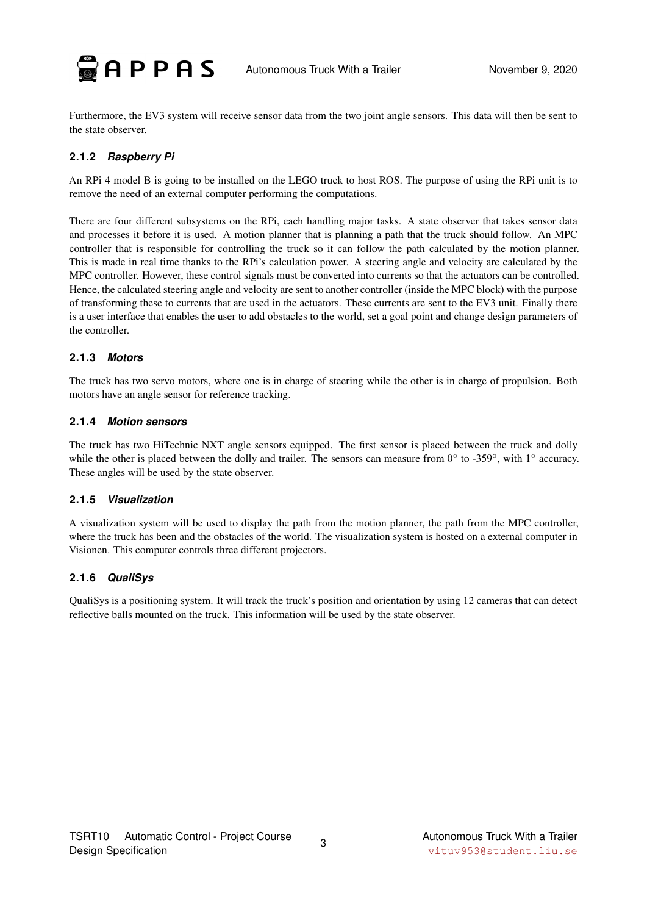Furthermore, the EV3 system will receive sensor data from the two joint angle sensors. This data will then be sent to the state observer.

### 2.1.2 *Raspberry Pi*

An RPi 4 model B is going to be installed on the LEGO truck to host ROS. The purpose of using the RPi unit is to remove the need of an external computer performing the computations.

There are four different subsystems on the RPi, each handling major tasks. A state observer that takes sensor data and processes it before it is used. A motion planner that is planning a path that the truck should follow. An MPC controller that is responsible for controlling the truck so it can follow the path calculated by the motion planner. This is made in real time thanks to the RPi's calculation power. A steering angle and velocity are calculated by the MPC controller. However, these control signals must be converted into currents so that the actuators can be controlled. Hence, the calculated steering angle and velocity are sent to another controller (inside the MPC block) with the purpose of transforming these to currents that are used in the actuators. These currents are sent to the EV3 unit. Finally there is a user interface that enables the user to add obstacles to the world, set a goal point and change design parameters of the controller.

### 2.1.3 *Motors*

The truck has two servo motors, where one is in charge of steering while the other is in charge of propulsion. Both motors have an angle sensor for reference tracking.

### 2.1.4 *Motion sensors*

The truck has two HiTechnic NXT angle sensors equipped. The first sensor is placed between the truck and dolly while the other is placed between the dolly and trailer. The sensors can measure from $0^\circ$ to $-359^\circ$, with $1^\circ$ accuracy. These angles will be used by the state observer.

### 2.1.5 *Visualization*

A visualization system will be used to display the path from the motion planner, the path from the MPC controller, where the truck has been and the obstacles of the world. The visualization system is hosted on a external computer in Visionen. This computer controls three different projectors.

### 2.1.6 *QualiSys*

QualiSys is a positioning system. It will track the truck's position and orientation by using 12 cameras that can detect reflective balls mounted on the truck. This information will be used by the state observer.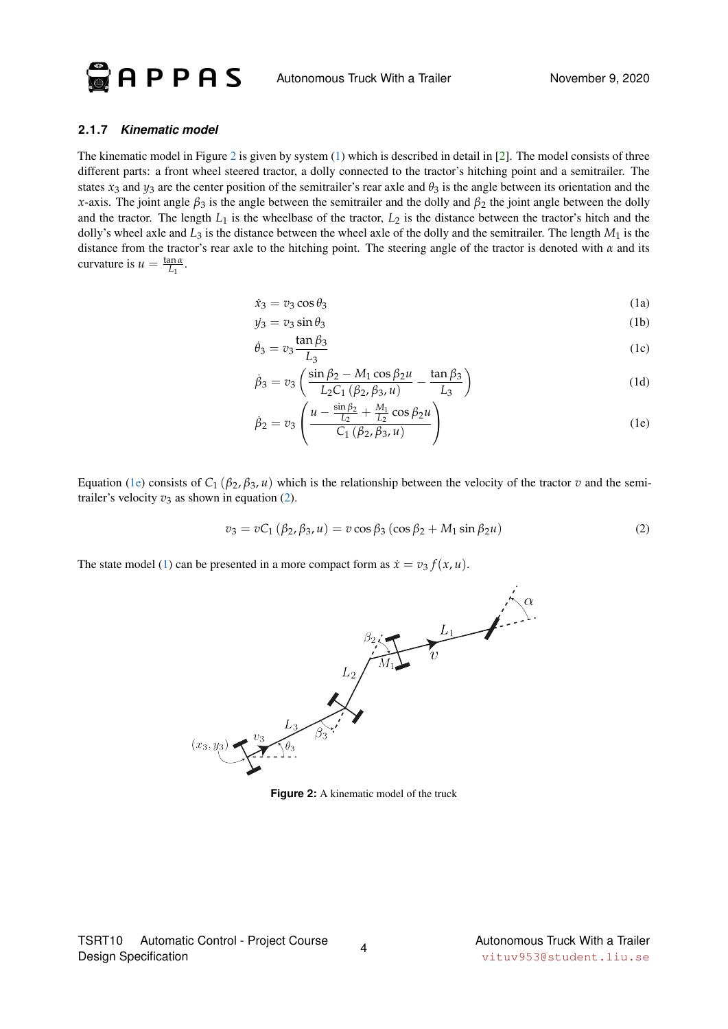#### 2.1.7 *Kinematic model*

The kinematic model in Figure 2 is given by system (1) which is described in detail in [2]. The model consists of three different parts: a front wheel steered tractor, a dolly connected to the tractor's hitching point and a semitrailer. The states $x_3$ and $y_3$ are the center position of the semitrailer's rear axle and $\theta_3$ is the angle between its orientation and the $x$-axis. The joint angle $\beta_3$ is the angle between the semitrailer and the dolly and $\beta_2$ the joint angle between the dolly and the tractor. The length $L_1$ is the wheelbase of the tractor, $L_2$ is the distance between the tractor's hitch and the dolly's wheel axle and $L_3$ is the distance between the wheel axle of the dolly and the semitrailer. The length $M_1$ is the distance from the tractor's rear axle to the hitching point. The steering angle of the tractor is denoted with $\alpha$ and its curvature is $u = \frac{\tan \alpha}{L_1}$.

$$\dot{x}_3 = v_3 \cos \theta_3 \tag{1a}$$

$$\dot{y}_3 = v_3 \sin \theta_3 \tag{1b}$$

$$\dot{\theta}_3 = v_3 \frac{\tan \beta_3}{L_3} \tag{1c}$$

$$\dot{\beta}_3 = v_3 \left( \frac{\sin \beta_2 - M_1 \cos \beta_2 u}{L_2 C_1 (\beta_2, \beta_3, u)} - \frac{\tan \beta_3}{L_3} \right) \tag{1d}$$

$$\dot{\beta}_2 = v_3 \left( \frac{u - \frac{\sin \beta_2}{L_2} + \frac{M_1}{L_2} \cos \beta_2 u}{C_1 (\beta_2, \beta_3, u)} \right) \tag{1e}$$

Equation (1e) consists of $C_1(\beta_2, \beta_3, u)$ which is the relationship between the velocity of the tractor $v$ and the semi-trailer's velocity $v_3$ as shown in equation (2).

$$v_3 = v C_1 (\beta_2, \beta_3, u) = v \cos \beta_3 (\cos \beta_2 + M_1 \sin \beta_2 u) \tag{2}$$

The state model (1) can be presented in a more compact form as $\dot{x} = v_3 f(x, u)$.

$\alpha$
$L_1$
$\beta_2$
$v$
$M_1$
$L_2$
$L_3$
$\beta_3$
$v_3$
$(x_3, y_3)$
$\theta_3$

**Figure 2:** A kinematic model of the truck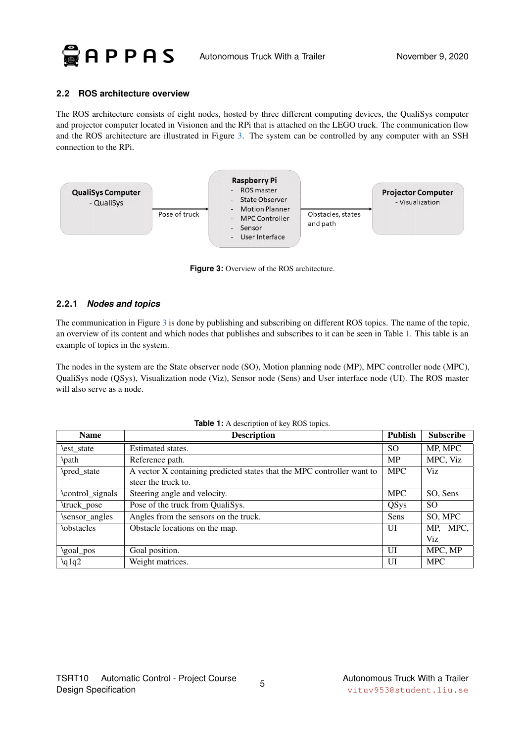### 2.2 ROS architecture overview

The ROS architecture consists of eight nodes, hosted by three different computing devices, the QualiSys computer and projector computer located in Visionen and the RPi that is attached on the LEGO truck. The communication flow and the ROS architecture are illustrated in Figure 3. The system can be controlled by any computer with an SSH connection to the RPi.

QualiSys Computer
- QualiSys

Pose of truck

Raspberry Pi
- ROS master
- State Observer
- Motion Planner
- MPC Controller
- Sensor
- User Interface

Obstacles, states and path

Projector Computer
- Visualization

**Figure 3:** Overview of the ROS architecture.

#### 2.2.1 *Nodes and topics*

The communication in Figure 3 is done by publishing and subscribing on different ROS topics. The name of the topic, an overview of its content and which nodes that publishes and subscribes to it can be seen in Table 1. This table is an example of topics in the system.

The nodes in the system are the State observer node (SO), Motion planning node (MP), MPC controller node (MPC), QualiSys node (QSys), Visualization node (Viz), Sensor node (Sens) and User interface node (UI). The ROS master will also serve as a node.

**Table 1:** A description of key ROS topics.

| Name | Description | Publish | Subscribe |
|---|---|---|---|
| \est_state | Estimated states. | SO | MP, MPC |
| \path | Reference path. | MP | MPC, Viz |
| \pred_state | A vector X containing predicted states that the MPC controller want to steer the truck to. | MPC | Viz |
| \control_signals | Steering angle and velocity. | MPC | SO, Sens |
| \truck_pose | Pose of the truck from QualiSys. | QSys | SO |
| \sensor_angles | Angles from the sensors on the truck. | Sens | SO, MPC |
| \obstacles | Obstacle locations on the map. | UI | MP, MPC, Viz |
| \goal_pos | Goal position. | UI | MPC, MP |
| \q1q2 | Weight matrices. | UI | MPC |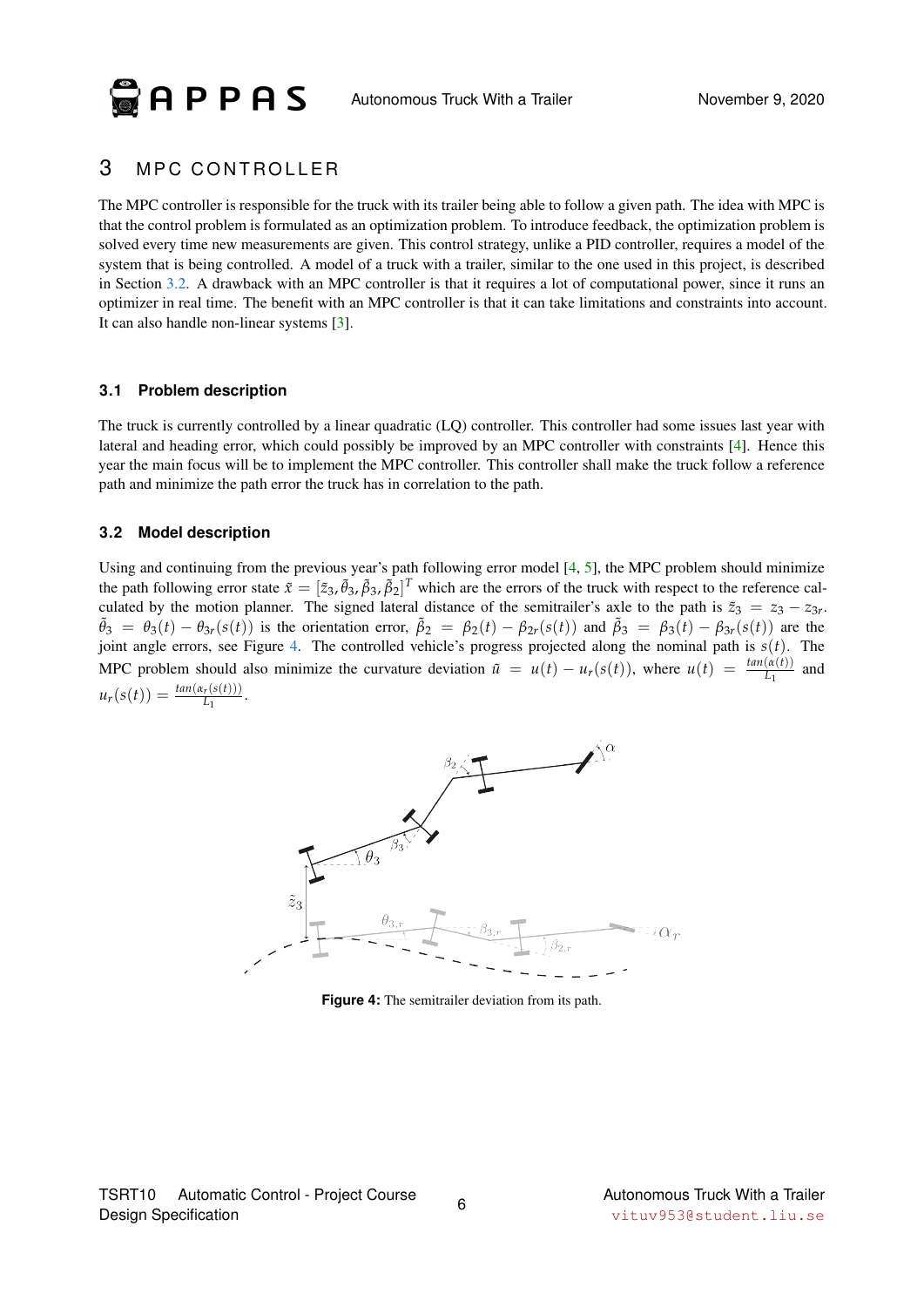# 3 MPC CONTROLLER

The MPC controller is responsible for the truck with its trailer being able to follow a given path. The idea with MPC is that the control problem is formulated as an optimization problem. To introduce feedback, the optimization problem is solved every time new measurements are given. This control strategy, unlike a PID controller, requires a model of the system that is being controlled. A model of a truck with a trailer, similar to the one used in this project, is described in Section 3.2. A drawback with an MPC controller is that it requires a lot of computational power, since it runs an optimizer in real time. The benefit with an MPC controller is that it can take limitations and constraints into account. It can also handle non-linear systems [3].

## 3.1 Problem description

The truck is currently controlled by a linear quadratic (LQ) controller. This controller had some issues last year with lateral and heading error, which could possibly be improved by an MPC controller with constraints [4]. Hence this year the main focus will be to implement the MPC controller. This controller shall make the truck follow a reference path and minimize the path error the truck has in correlation to the path.

## 3.2 Model description

Using and continuing from the previous year's path following error model [4, 5], the MPC problem should minimize the path following error state $\tilde{x} = [\tilde{z}_3, \tilde{\theta}_3, \tilde{\beta}_3, \tilde{\beta}_2]^T$ which are the errors of the truck with respect to the reference calculated by the motion planner. The signed lateral distance of the semitrailer's axle to the path is $\tilde{z}_3 = z_3 - z_{3r}$. $\tilde{\theta}_3 = \theta_3(t) - \theta_{3r}(s(t))$ is the orientation error, $\tilde{\beta}_2 = \beta_2(t) - \beta_{2r}(s(t))$ and $\tilde{\beta}_3 = \beta_3(t) - \beta_{3r}(s(t))$ are the joint angle errors, see Figure 4. The controlled vehicle's progress projected along the nominal path is $s(t)$. The MPC problem should also minimize the curvature deviation $\tilde{u} = u(t) - u_r(s(t))$, where $u(t) = \frac{tan(\alpha(t))}{L_1}$ and $u_r(s(t)) = \frac{tan(\alpha_r(s(t)))}{L_1}$.

Figure 4: The semitrailer deviation from its path.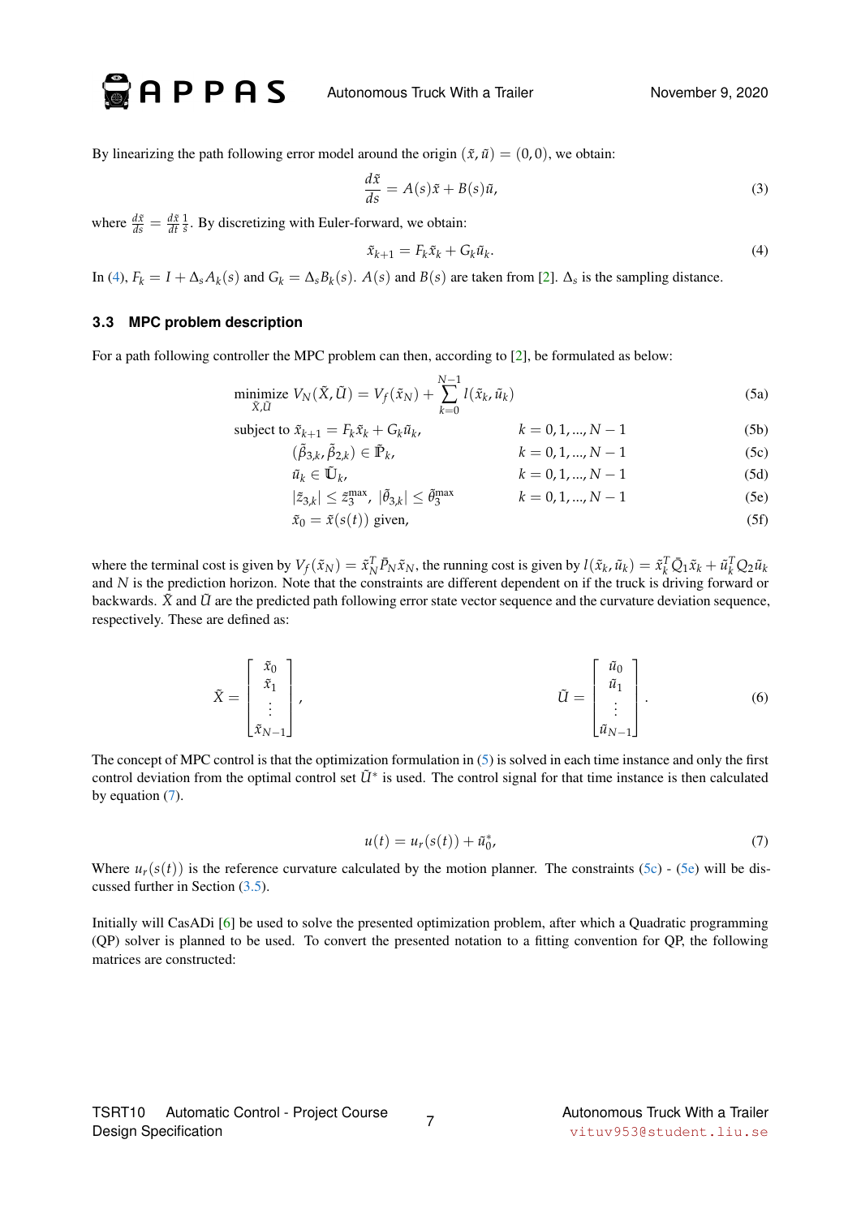By linearizing the path following error model around the origin $(\tilde{x}, \tilde{u}) = (0, 0)$, we obtain:

$$\frac{d\tilde{x}}{ds} = A(s)\tilde{x} + B(s)\tilde{u}, \tag{3}$$

where $\frac{d\tilde{x}}{ds} = \frac{d\tilde{x}}{dt}\frac{1}{\dot{s}}$. By discretizing with Euler-forward, we obtain:

$$\tilde{x}_{k+1} = F_k\tilde{x}_k + G_k\tilde{u}_k. \tag{4}$$

In (4), $F_k = I + \Delta_s A_k(s)$ and $G_k = \Delta_s B_k(s)$. $A(s)$ and $B(s)$ are taken from [2]. $\Delta_s$ is the sampling distance.

### 3.3 MPC problem description

For a path following controller the MPC problem can then, according to [2], be formulated as below:

$$
\begin{aligned}
\underset{\tilde{X},\tilde{U}}{\text{minimize}} \; & V_N(\tilde{X},\tilde{U}) = V_f(\tilde{x}_N) + \sum_{k=0}^{N-1} l(\tilde{x}_k, \tilde{u}_k) && && \text{(5a)}\\
\text{subject to } & \tilde{x}_{k+1} = F_k\tilde{x}_k + G_k\tilde{u}_k, && k = 0,1,...,N-1 && \text{(5b)}\\
& (\tilde{\beta}_{3,k}, \tilde{\beta}_{2,k}) \in \tilde{\mathbb{P}}_k, && k = 0,1,...,N-1 && \text{(5c)}\\
& \tilde{u}_k \in \tilde{\mathbb{U}}_k, && k = 0,1,...,N-1 && \text{(5d)}\\
& |\tilde{z}_{3,k}| \leq \tilde{z}_3^{\max},\; |\tilde{\theta}_{3,k}| \leq \tilde{\theta}_3^{\max} && k = 0,1,...,N-1 && \text{(5e)}\\
& \tilde{x}_0 = \tilde{x}(s(t)) \text{ given}, && && \text{(5f)}
\end{aligned}
$$

where the terminal cost is given by $V_f(\tilde{x}_N) = \tilde{x}_N^T\tilde{P}_N\tilde{x}_N$, the running cost is given by $l(\tilde{x}_k, \tilde{u}_k) = \tilde{x}_k^T\tilde{Q}_1\tilde{x}_k + \tilde{u}_k^T Q_2\tilde{u}_k$ and $N$ is the prediction horizon. Note that the constraints are different dependent on if the truck is driving forward or backwards. $\tilde{X}$ and $\tilde{U}$ are the predicted path following error state vector sequence and the curvature deviation sequence, respectively. These are defined as:

$$\tilde{X} = \begin{bmatrix} \tilde{x}_0 \\ \tilde{x}_1 \\ \vdots \\ \tilde{x}_{N-1} \end{bmatrix}, \qquad \tilde{U} = \begin{bmatrix} \tilde{u}_0 \\ \tilde{u}_1 \\ \vdots \\ \tilde{u}_{N-1} \end{bmatrix}. \tag{6}$$

The concept of MPC control is that the optimization formulation in (5) is solved in each time instance and only the first control deviation from the optimal control set $\tilde{U}^*$ is used. The control signal for that time instance is then calculated by equation (7).

$$u(t) = u_r(s(t)) + \tilde{u}_0^*, \tag{7}$$

Where $u_r(s(t))$ is the reference curvature calculated by the motion planner. The constraints (5c) - (5e) will be discussed further in Section (3.5).

Initially will CasADi [6] be used to solve the presented optimization problem, after which a Quadratic programming (QP) solver is planned to be used. To convert the presented notation to a fitting convention for QP, the following matrices are constructed: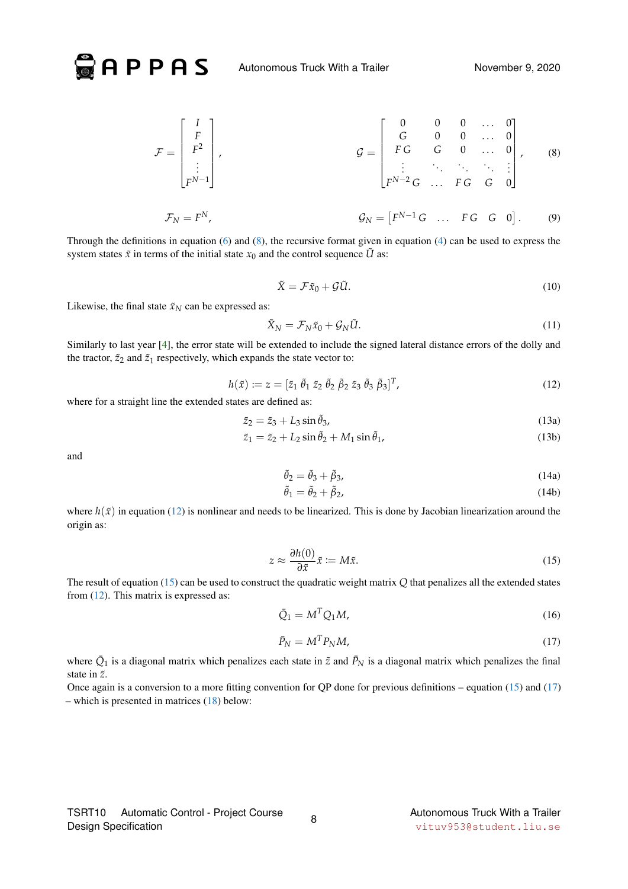$$\mathcal{F} = \begin{bmatrix} I \\ F \\ F^2 \\ \vdots \\ F^{N-1} \end{bmatrix}, \qquad \mathcal{G} = \begin{bmatrix} 0 & 0 & 0 & \dots & 0 \\ G & 0 & 0 & \dots & 0 \\ FG & G & 0 & \dots & 0 \\ \vdots & \ddots & \ddots & \ddots & \vdots \\ F^{N-2}G & \dots & FG & G & 0 \end{bmatrix}, \tag{8}$$

$$\mathcal{F}_N = F^N, \qquad \mathcal{G}_N = \begin{bmatrix} F^{N-1}G & \dots & FG & G & 0 \end{bmatrix}. \tag{9}$$

Through the definitions in equation (6) and (8), the recursive format given in equation (4) can be used to express the system states $\tilde{x}$ in terms of the initial state $x_0$ and the control sequence $\tilde{U}$ as:

$$\tilde{X} = \mathcal{F}\tilde{x}_0 + \mathcal{G}\tilde{U}. \tag{10}$$

Likewise, the final state $\tilde{x}_N$ can be expressed as:

$$\tilde{X}_N = \mathcal{F}_N\tilde{x}_0 + \mathcal{G}_N\tilde{U}. \tag{11}$$

Similarly to last year [4], the error state will be extended to include the signed lateral distance errors of the dolly and the tractor, $\tilde{z}_2$ and $\tilde{z}_1$ respectively, which expands the state vector to:

$$h(\tilde{x}) := z = [\tilde{z}_1 \; \tilde{\theta}_1 \; \tilde{z}_2 \; \tilde{\theta}_2 \; \tilde{\beta}_2 \; \tilde{z}_3 \; \tilde{\theta}_3 \; \tilde{\beta}_3]^T, \tag{12}$$

where for a straight line the extended states are defined as:

$$\tilde{z}_2 = \tilde{z}_3 + L_3 \sin\tilde{\theta}_3, \tag{13a}$$

$$\tilde{z}_1 = \tilde{z}_2 + L_2 \sin\tilde{\theta}_2 + M_1 \sin\tilde{\theta}_1, \tag{13b}$$

and

$$\tilde{\theta}_2 = \tilde{\theta}_3 + \tilde{\beta}_3, \tag{14a}$$

$$\tilde{\theta}_1 = \tilde{\theta}_2 + \tilde{\beta}_2, \tag{14b}$$

where $h(\tilde{x})$ in equation (12) is nonlinear and needs to be linearized. This is done by Jacobian linearization around the origin as:

$$z \approx \frac{\partial h(0)}{\partial \tilde{x}}\tilde{x} := M\tilde{x}. \tag{15}$$

The result of equation (15) can be used to construct the quadratic weight matrix $Q$ that penalizes all the extended states from (12). This matrix is expressed as:

$$\bar{Q}_1 = M^T Q_1 M, \tag{16}$$

$$\bar{P}_N = M^T P_N M, \tag{17}$$

where $\bar{Q}_1$ is a diagonal matrix which penalizes each state in $\tilde{z}$ and $\bar{P}_N$ is a diagonal matrix which penalizes the final state in $\tilde{z}$.
Once again is a conversion to a more fitting convention for QP done for previous definitions – equation (15) and (17) – which is presented in matrices (18) below: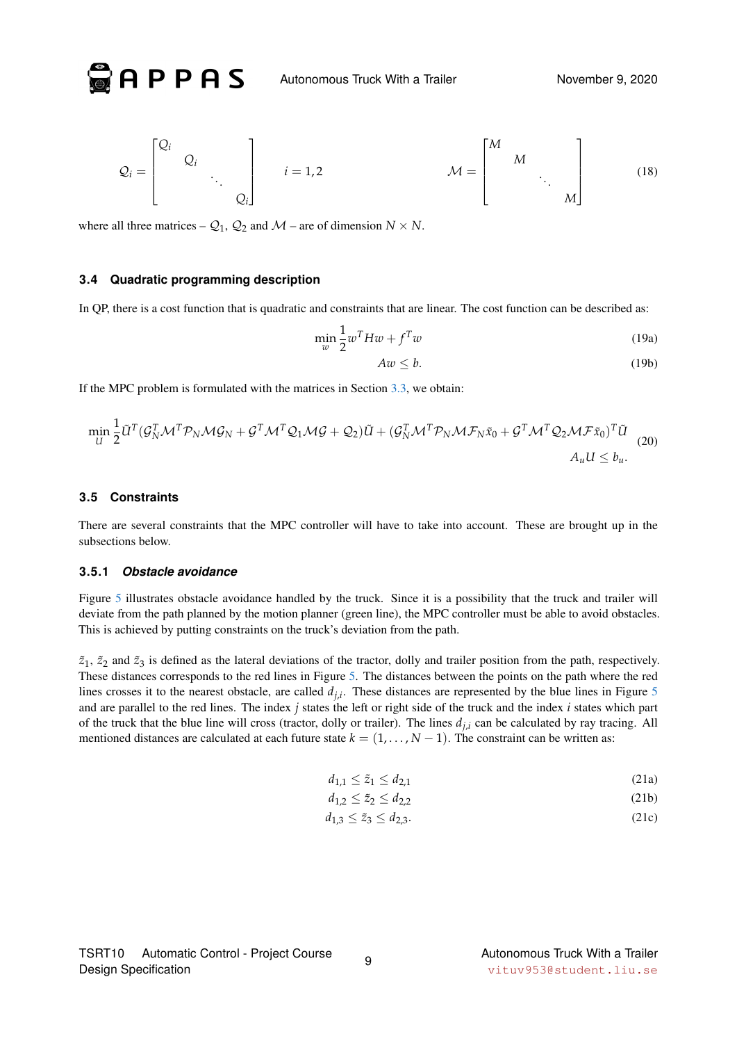$$
\mathcal{Q}_i = \begin{bmatrix} Q_i & & & \\ & Q_i & & \\ & & \ddots & \\ & & & Q_i \end{bmatrix} \qquad i = 1,2 \qquad\qquad \mathcal{M} = \begin{bmatrix} M & & & \\ & M & & \\ & & \ddots & \\ & & & M \end{bmatrix} \tag{18}
$$

where all three matrices – $\mathcal{Q}_1$, $\mathcal{Q}_2$ and $\mathcal{M}$ – are of dimension $N \times N$.

### 3.4 Quadratic programming description

In QP, there is a cost function that is quadratic and constraints that are linear. The cost function can be described as:

$$
\min_{w} \frac{1}{2} w^T H w + f^T w \tag{19a}
$$

$$
Aw \leq b. \tag{19b}
$$

If the MPC problem is formulated with the matrices in Section 3.3, we obtain:

$$
\min_{U} \frac{1}{2} \tilde{U}^T (\mathcal{G}_N^T \mathcal{M}^T \mathcal{P}_N \mathcal{M} \mathcal{G}_N + \mathcal{G}^T \mathcal{M}^T \mathcal{Q}_1 \mathcal{M} \mathcal{G} + \mathcal{Q}_2) \tilde{U} + (\mathcal{G}_N^T \mathcal{M}^T \mathcal{P}_N \mathcal{M} \mathcal{F}_N \tilde{x}_0 + \mathcal{G}^T \mathcal{M}^T \mathcal{Q}_2 \mathcal{M} \mathcal{F} \tilde{x}_0)^T \tilde{U} \tag{20}
$$

$$
A_u U \leq b_u.
$$

### 3.5 Constraints

There are several constraints that the MPC controller will have to take into account. These are brought up in the subsections below.

#### 3.5.1 *Obstacle avoidance*

Figure 5 illustrates obstacle avoidance handled by the truck. Since it is a possibility that the truck and trailer will deviate from the path planned by the motion planner (green line), the MPC controller must be able to avoid obstacles. This is achieved by putting constraints on the truck's deviation from the path.

$\tilde{z}_1$, $\tilde{z}_2$ and $\tilde{z}_3$ is defined as the lateral deviations of the tractor, dolly and trailer position from the path, respectively. These distances corresponds to the red lines in Figure 5. The distances between the points on the path where the red lines crosses it to the nearest obstacle, are called $d_{j,i}$. These distances are represented by the blue lines in Figure 5 and are parallel to the red lines. The index $j$ states the left or right side of the truck and the index $i$ states which part of the truck that the blue line will cross (tractor, dolly or trailer). The lines $d_{j,i}$ can be calculated by ray tracing. All mentioned distances are calculated at each future state $k = (1, \dots, N-1)$. The constraint can be written as:

$$
d_{1,1} \leq \tilde{z}_1 \leq d_{2,1} \tag{21a}
$$

$$
d_{1,2} \leq \tilde{z}_2 \leq d_{2,2} \tag{21b}
$$

$$
d_{1,3} \leq \tilde{z}_3 \leq d_{2,3}. \tag{21c}
$$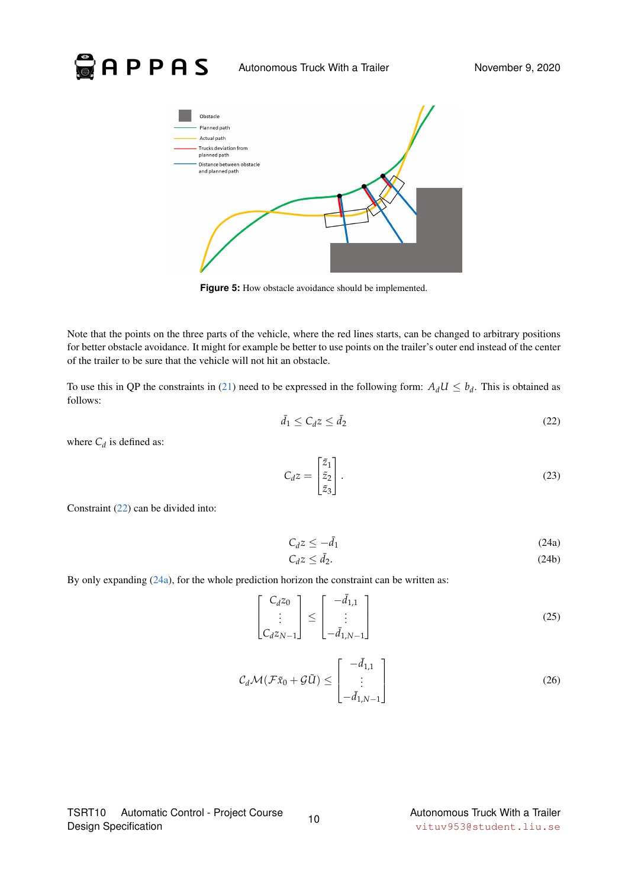Obstacle

Planned path

Actual path

Trucks deviation from planned path

Distance between obstacle and planned path

**Figure 5:** How obstacle avoidance should be implemented.

Note that the points on the three parts of the vehicle, where the red lines starts, can be changed to arbitrary positions for better obstacle avoidance. It might for example be better to use points on the trailer's outer end instead of the center of the trailer to be sure that the vehicle will not hit an obstacle.

To use this in QP the constraints in (21) need to be expressed in the following form: $A_d U \leq b_d$. This is obtained as follows:

$$\bar{d}_1 \leq C_d z \leq \bar{d}_2 \tag{22}$$

where $C_d$ is defined as:

$$C_d z = \begin{bmatrix} \tilde{z}_1 \\ \tilde{z}_2 \\ \tilde{z}_3 \end{bmatrix}. \tag{23}$$

Constraint (22) can be divided into:

$$C_d z \leq -\bar{d}_1 \tag{24a}$$

$$C_d z \leq \bar{d}_2. \tag{24b}$$

By only expanding (24a), for the whole prediction horizon the constraint can be written as:

$$\begin{bmatrix} C_d z_0 \\ \vdots \\ C_d z_{N-1} \end{bmatrix} \leq \begin{bmatrix} -\bar{d}_{1,1} \\ \vdots \\ -\bar{d}_{1,N-1} \end{bmatrix} \tag{25}$$

$$\mathcal{C}_d \mathcal{M}(\mathcal{F}\tilde{x}_0 + \mathcal{G}\tilde{U}) \leq \begin{bmatrix} -\bar{d}_{1,1} \\ \vdots \\ -\bar{d}_{1,N-1} \end{bmatrix} \tag{26}$$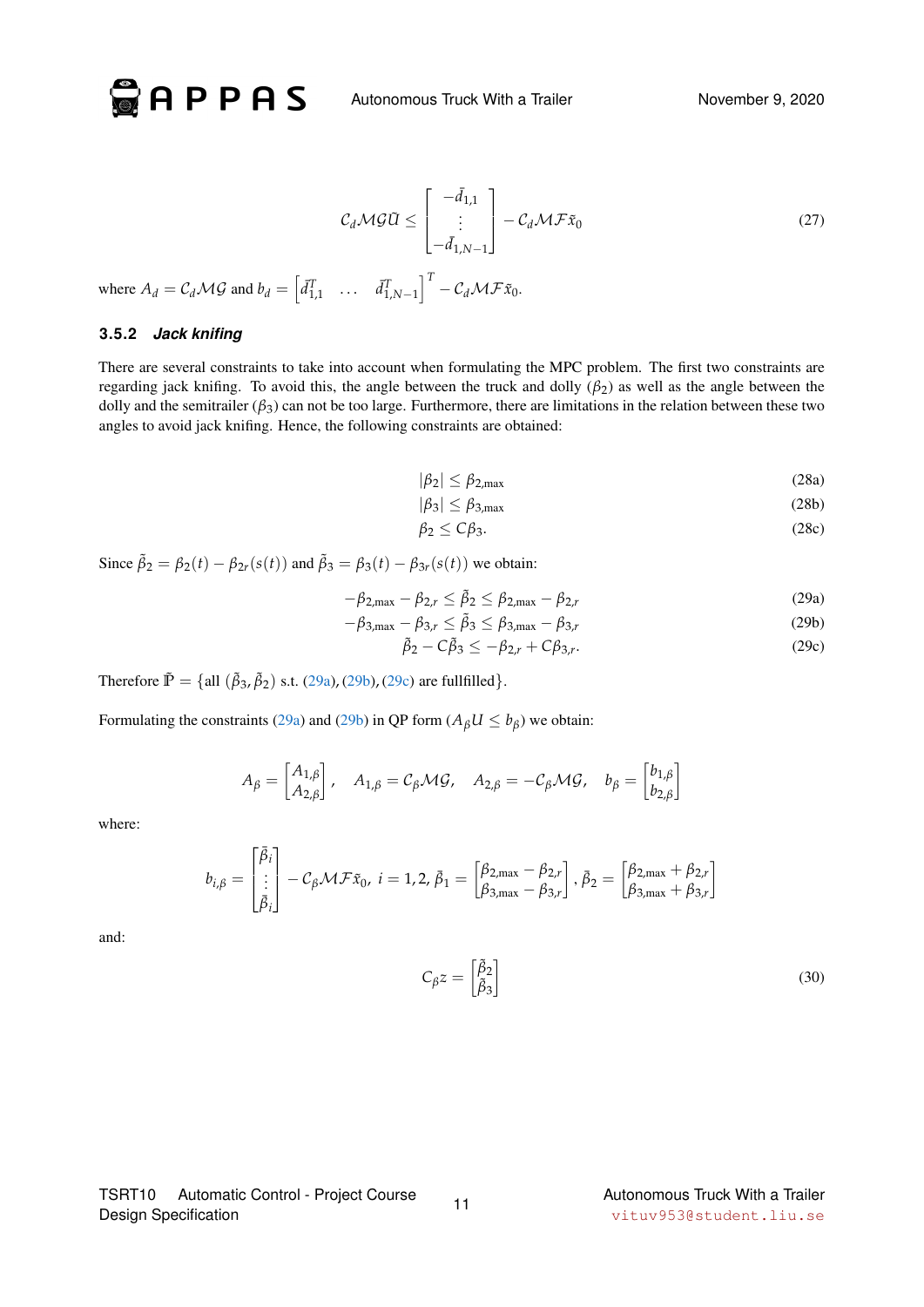$$\mathcal{C}_d \mathcal{M} \mathcal{G} \tilde{U} \leq \begin{bmatrix} -\bar{d}_{1,1} \\ \vdots \\ -\bar{d}_{1,N-1} \end{bmatrix} - \mathcal{C}_d \mathcal{M} \mathcal{F} \tilde{x}_0 \tag{27}$$

where $A_d = \mathcal{C}_d \mathcal{M} \mathcal{G}$ and $b_d = \begin{bmatrix} \bar{d}_{1,1}^T & \dots & \bar{d}_{1,N-1}^T \end{bmatrix}^T - \mathcal{C}_d \mathcal{M} \mathcal{F} \tilde{x}_0$.

### 3.5.2 *Jack knifing*

There are several constraints to take into account when formulating the MPC problem. The first two constraints are regarding jack knifing. To avoid this, the angle between the truck and dolly ($\beta_2$) as well as the angle between the dolly and the semitrailer ($\beta_3$) can not be too large. Furthermore, there are limitations in the relation between these two angles to avoid jack knifing. Hence, the following constraints are obtained:

$$|\beta_2| \leq \beta_{2,\max} \tag{28a}$$

$$|\beta_3| \leq \beta_{3,\max} \tag{28b}$$

$$\beta_2 \leq C\beta_3. \tag{28c}$$

Since $\tilde{\beta}_2 = \beta_2(t) - \beta_{2r}(s(t))$ and $\tilde{\beta}_3 = \beta_3(t) - \beta_{3r}(s(t))$ we obtain:

$$-\beta_{2,\max} - \beta_{2,r} \leq \tilde{\beta}_2 \leq \beta_{2,\max} - \beta_{2,r} \tag{29a}$$

$$-\beta_{3,\max} - \beta_{3,r} \leq \tilde{\beta}_3 \leq \beta_{3,\max} - \beta_{3,r} \tag{29b}$$

$$\tilde{\beta}_2 - C\tilde{\beta}_3 \leq -\beta_{2,r} + C\beta_{3,r}. \tag{29c}$$

Therefore $\tilde{\mathbb{P}} = \{\text{all } (\tilde{\beta}_3, \tilde{\beta}_2) \text{ s.t. (29a), (29b), (29c) are fullfilled}\}$.

Formulating the constraints (29a) and (29b) in QP form ($A_\beta U \leq b_\beta$) we obtain:

$$A_\beta = \begin{bmatrix} A_{1,\beta} \\ A_{2,\beta} \end{bmatrix}, \quad A_{1,\beta} = \mathcal{C}_\beta \mathcal{M} \mathcal{G}, \quad A_{2,\beta} = -\mathcal{C}_\beta \mathcal{M} \mathcal{G}, \quad b_\beta = \begin{bmatrix} b_{1,\beta} \\ b_{2,\beta} \end{bmatrix}$$

where:

$$b_{i,\beta} = \begin{bmatrix} \bar{\beta}_i \\ \vdots \\ \bar{\beta}_i \end{bmatrix} - \mathcal{C}_\beta \mathcal{M} \mathcal{F} \tilde{x}_0, \; i = 1, 2, \; \bar{\beta}_1 = \begin{bmatrix} \beta_{2,\max} - \beta_{2,r} \\ \beta_{3,\max} - \beta_{3,r} \end{bmatrix}, \bar{\beta}_2 = \begin{bmatrix} \beta_{2,\max} + \beta_{2,r} \\ \beta_{3,\max} + \beta_{3,r} \end{bmatrix}$$

and:

$$C_\beta z = \begin{bmatrix} \tilde{\beta}_2 \\ \tilde{\beta}_3 \end{bmatrix} \tag{30}$$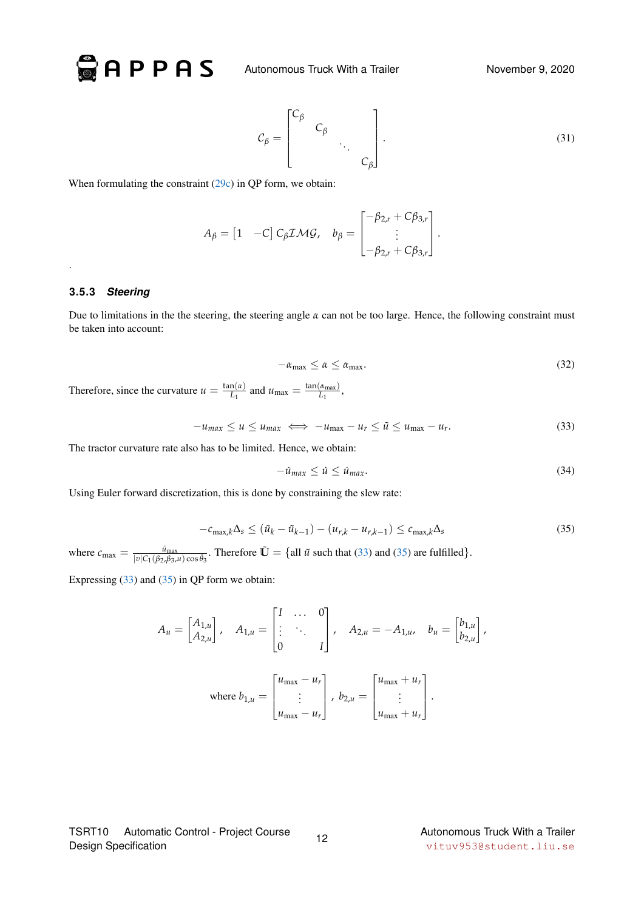$$
\mathcal{C}_\beta = \begin{bmatrix} C_\beta & & & \\ & C_\beta & & \\ & & \ddots & \\ & & & C_\beta \end{bmatrix}. \tag{31}
$$

When formulating the constraint (29c) in QP form, we obtain:

$$
A_\beta = \begin{bmatrix} 1 & -C \end{bmatrix} \mathcal{C}_\beta \mathcal{IMG}, \quad b_\beta = \begin{bmatrix} -\beta_{2,r} + C\beta_{3,r} \\ \vdots \\ -\beta_{2,r} + C\beta_{3,r} \end{bmatrix}.
$$

.

### 3.5.3 *Steering*

Due to limitations in the the steering, the steering angle $\alpha$ can not be too large. Hence, the following constraint must be taken into account:

$$
-\alpha_{\max} \leq \alpha \leq \alpha_{\max}. \tag{32}
$$

Therefore, since the curvature $u = \frac{\tan(\alpha)}{L_1}$ and $u_{\max} = \frac{\tan(\alpha_{\max})}{L_1}$,

$$
-u_{max} \leq u \leq u_{max} \iff -u_{\max} - u_r \leq \tilde{u} \leq u_{\max} - u_r. \tag{33}
$$

The tractor curvature rate also has to be limited. Hence, we obtain:

$$
-\dot{u}_{max} \leq \dot{u} \leq \dot{u}_{max}. \tag{34}
$$

Using Euler forward discretization, this is done by constraining the slew rate:

$$
-c_{\max,k}\Delta_s \leq (\tilde{u}_k - \tilde{u}_{k-1}) - (u_{r,k} - u_{r,k-1}) \leq c_{\max,k}\Delta_s \tag{35}
$$

where $c_{\max} = \frac{\dot{u}_{\max}}{|v| C_1(\beta_2,\beta_3,u)\cos\theta_3}$. Therefore $\tilde{\mathbb{U}} = \{\text{all } \tilde{u} \text{ such that (33) and (35) are fulfilled}\}$.

Expressing (33) and (35) in QP form we obtain:

$$
A_u = \begin{bmatrix} A_{1,u} \\ A_{2,u} \end{bmatrix}, \quad A_{1,u} = \begin{bmatrix} I & \dots & 0 \\ \vdots & \ddots & \\ 0 & & I \end{bmatrix}, \quad A_{2,u} = -A_{1,u}, \quad b_u = \begin{bmatrix} b_{1,u} \\ b_{2,u} \end{bmatrix},
$$

$$
\text{where } b_{1,u} = \begin{bmatrix} u_{\max} - u_r \\ \vdots \\ u_{\max} - u_r \end{bmatrix}, \; b_{2,u} = \begin{bmatrix} u_{\max} + u_r \\ \vdots \\ u_{\max} + u_r \end{bmatrix}.
$$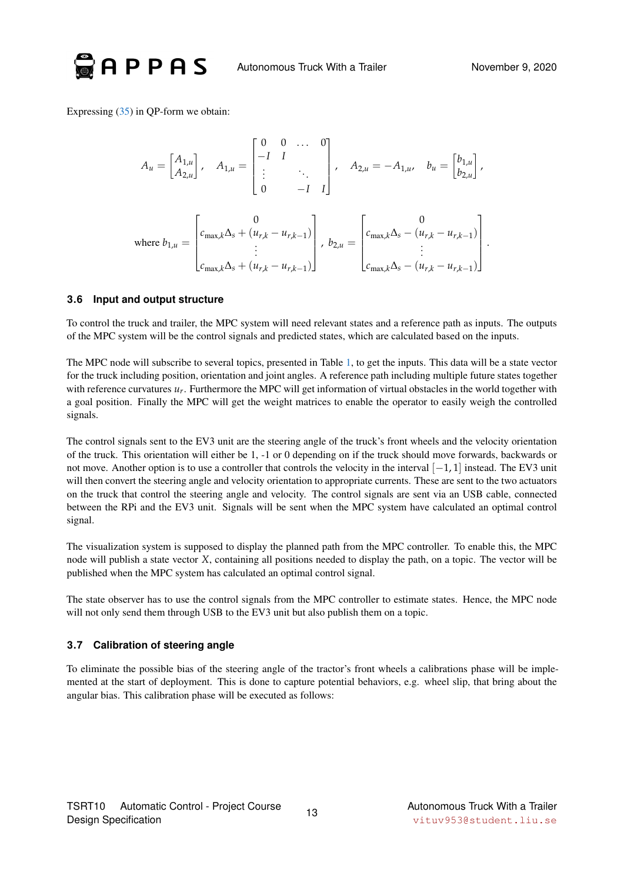Expressing (35) in QP-form we obtain:

$$
A_u = \begin{bmatrix} A_{1,u} \\ A_{2,u} \end{bmatrix}, \quad A_{1,u} = \begin{bmatrix} 0 & 0 & \dots & 0 \\ -I & I & & \\ \vdots & & \ddots & \\ 0 & & -I & I \end{bmatrix}, \quad A_{2,u} = -A_{1,u}, \quad b_u = \begin{bmatrix} b_{1,u} \\ b_{2,u} \end{bmatrix},
$$

$$
\text{where } b_{1,u} = \begin{bmatrix} 0 \\ c_{\max,k}\Delta_s + (u_{r,k} - u_{r,k-1}) \\ \vdots \\ c_{\max,k}\Delta_s + (u_{r,k} - u_{r,k-1}) \end{bmatrix}, \; b_{2,u} = \begin{bmatrix} 0 \\ c_{\max,k}\Delta_s - (u_{r,k} - u_{r,k-1}) \\ \vdots \\ c_{\max,k}\Delta_s - (u_{r,k} - u_{r,k-1}) \end{bmatrix}.
$$

### 3.6 Input and output structure

To control the truck and trailer, the MPC system will need relevant states and a reference path as inputs. The outputs of the MPC system will be the control signals and predicted states, which are calculated based on the inputs.

The MPC node will subscribe to several topics, presented in Table 1, to get the inputs. This data will be a state vector for the truck including position, orientation and joint angles. A reference path including multiple future states together with reference curvatures $u_r$. Furthermore the MPC will get information of virtual obstacles in the world together with a goal position. Finally the MPC will get the weight matrices to enable the operator to easily weigh the controlled signals.

The control signals sent to the EV3 unit are the steering angle of the truck's front wheels and the velocity orientation of the truck. This orientation will either be 1, -1 or 0 depending on if the truck should move forwards, backwards or not move. Another option is to use a controller that controls the velocity in the interval $[-1, 1]$ instead. The EV3 unit will then convert the steering angle and velocity orientation to appropriate currents. These are sent to the two actuators on the truck that control the steering angle and velocity. The control signals are sent via an USB cable, connected between the RPi and the EV3 unit. Signals will be sent when the MPC system have calculated an optimal control signal.

The visualization system is supposed to display the planned path from the MPC controller. To enable this, the MPC node will publish a state vector $X$, containing all positions needed to display the path, on a topic. The vector will be published when the MPC system has calculated an optimal control signal.

The state observer has to use the control signals from the MPC controller to estimate states. Hence, the MPC node will not only send them through USB to the EV3 unit but also publish them on a topic.

### 3.7 Calibration of steering angle

To eliminate the possible bias of the steering angle of the tractor's front wheels a calibrations phase will be implemented at the start of deployment. This is done to capture potential behaviors, e.g. wheel slip, that bring about the angular bias. This calibration phase will be executed as follows: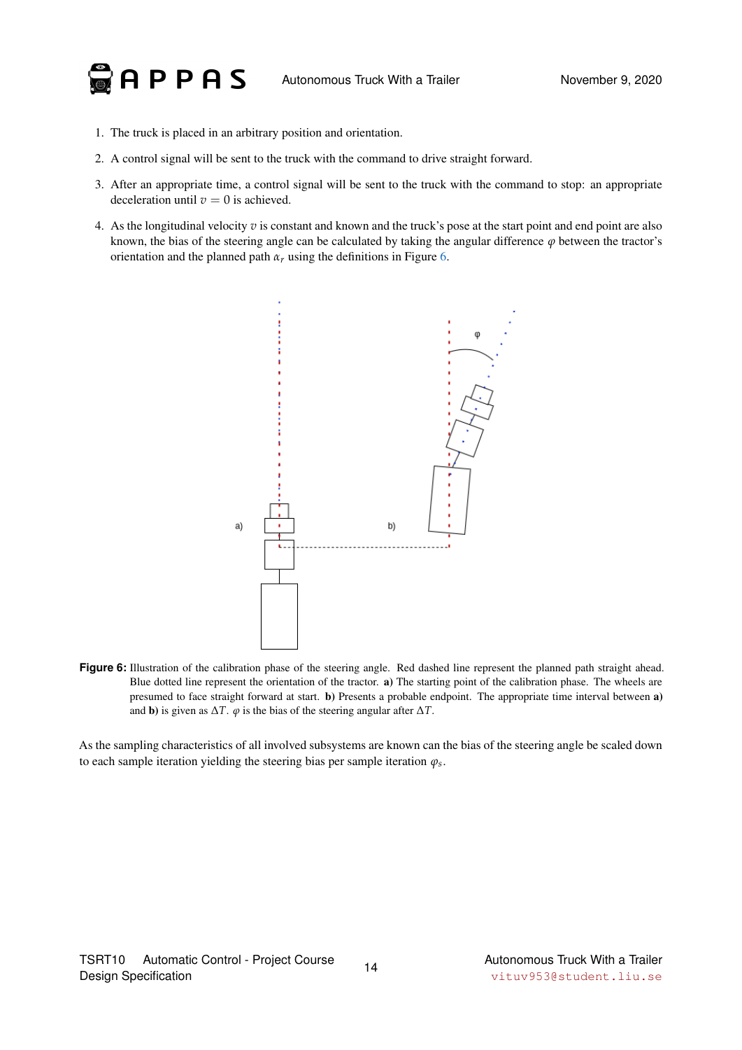1. The truck is placed in an arbitrary position and orientation.
2. A control signal will be sent to the truck with the command to drive straight forward.
3. After an appropriate time, a control signal will be sent to the truck with the command to stop: an appropriate deceleration until $v = 0$ is achieved.
4. As the longitudinal velocity $v$ is constant and known and the truck's pose at the start point and end point are also known, the bias of the steering angle can be calculated by taking the angular difference $\varphi$ between the tractor's orientation and the planned path $\alpha_r$ using the definitions in Figure 6.

a)

b)

φ

**Figure 6:** Illustration of the calibration phase of the steering angle. Red dashed line represent the planned path straight ahead. Blue dotted line represent the orientation of the tractor. **a)** The starting point of the calibration phase. The wheels are presumed to face straight forward at start. **b)** Presents a probable endpoint. The appropriate time interval between **a)** and **b)** is given as $\Delta T$. $\varphi$ is the bias of the steering angular after $\Delta T$.

As the sampling characteristics of all involved subsystems are known can the bias of the steering angle be scaled down to each sample iteration yielding the steering bias per sample iteration $\varphi_s$.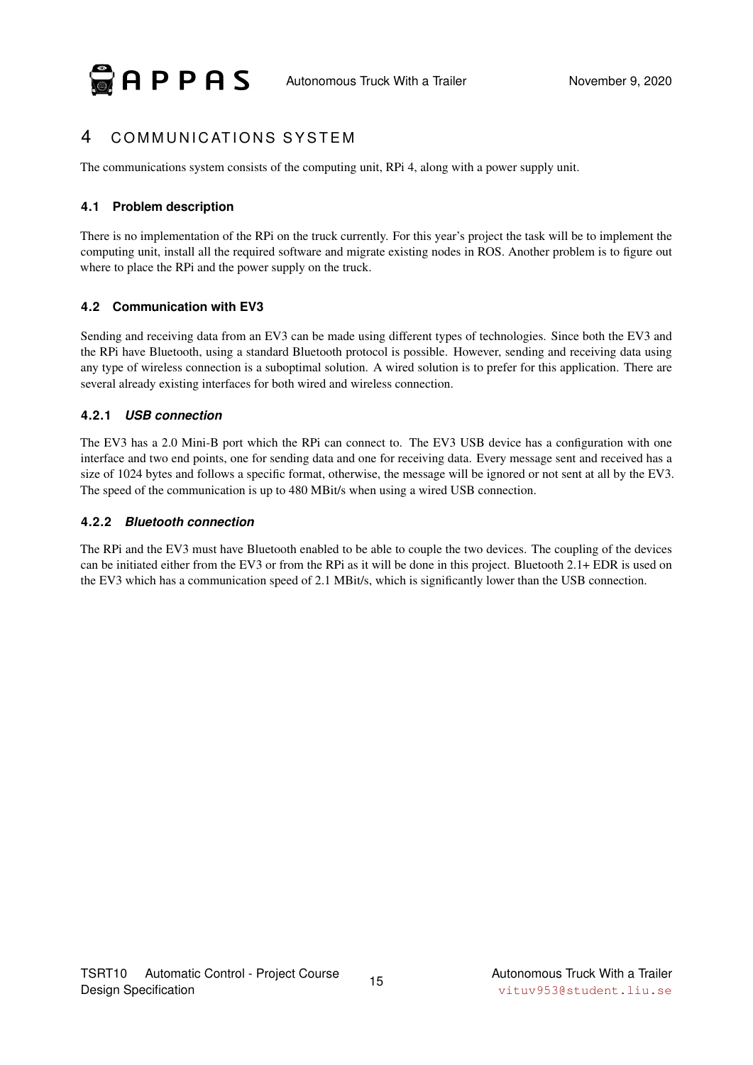# 4 COMMUNICATIONS SYSTEM

The communications system consists of the computing unit, RPi 4, along with a power supply unit.

## 4.1 Problem description

There is no implementation of the RPi on the truck currently. For this year's project the task will be to implement the computing unit, install all the required software and migrate existing nodes in ROS. Another problem is to figure out where to place the RPi and the power supply on the truck.

## 4.2 Communication with EV3

Sending and receiving data from an EV3 can be made using different types of technologies. Since both the EV3 and the RPi have Bluetooth, using a standard Bluetooth protocol is possible. However, sending and receiving data using any type of wireless connection is a suboptimal solution. A wired solution is to prefer for this application. There are several already existing interfaces for both wired and wireless connection.

### 4.2.1 *USB connection*

The EV3 has a 2.0 Mini-B port which the RPi can connect to. The EV3 USB device has a configuration with one interface and two end points, one for sending data and one for receiving data. Every message sent and received has a size of 1024 bytes and follows a specific format, otherwise, the message will be ignored or not sent at all by the EV3. The speed of the communication is up to 480 MBit/s when using a wired USB connection.

### 4.2.2 *Bluetooth connection*

The RPi and the EV3 must have Bluetooth enabled to be able to couple the two devices. The coupling of the devices can be initiated either from the EV3 or from the RPi as it will be done in this project. Bluetooth 2.1+ EDR is used on the EV3 which has a communication speed of 2.1 MBit/s, which is significantly lower than the USB connection.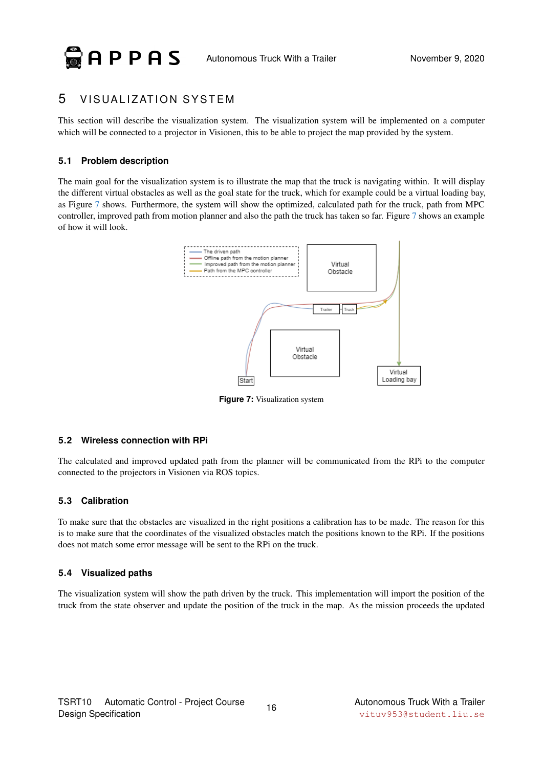# 5 VISUALIZATION SYSTEM

This section will describe the visualization system. The visualization system will be implemented on a computer which will be connected to a projector in Visionen, this to be able to project the map provided by the system.

## 5.1 Problem description

The main goal for the visualization system is to illustrate the map that the truck is navigating within. It will display the different virtual obstacles as well as the goal state for the truck, which for example could be a virtual loading bay, as Figure 7 shows. Furthermore, the system will show the optimized, calculated path for the truck, path from MPC controller, improved path from motion planner and also the path the truck has taken so far. Figure 7 shows an example of how it will look.

The driven path
Offline path from the motion planner
Improved path from the motion planner
Path from the MPC controller
Virtual Obstacle
Trailer
Truck
Virtual Obstacle
Start
Virtual Loading bay

**Figure 7:** Visualization system

## 5.2 Wireless connection with RPi

The calculated and improved updated path from the planner will be communicated from the RPi to the computer connected to the projectors in Visionen via ROS topics.

## 5.3 Calibration

To make sure that the obstacles are visualized in the right positions a calibration has to be made. The reason for this is to make sure that the coordinates of the visualized obstacles match the positions known to the RPi. If the positions does not match some error message will be sent to the RPi on the truck.

## 5.4 Visualized paths

The visualization system will show the path driven by the truck. This implementation will import the position of the truck from the state observer and update the position of the truck in the map. As the mission proceeds the updated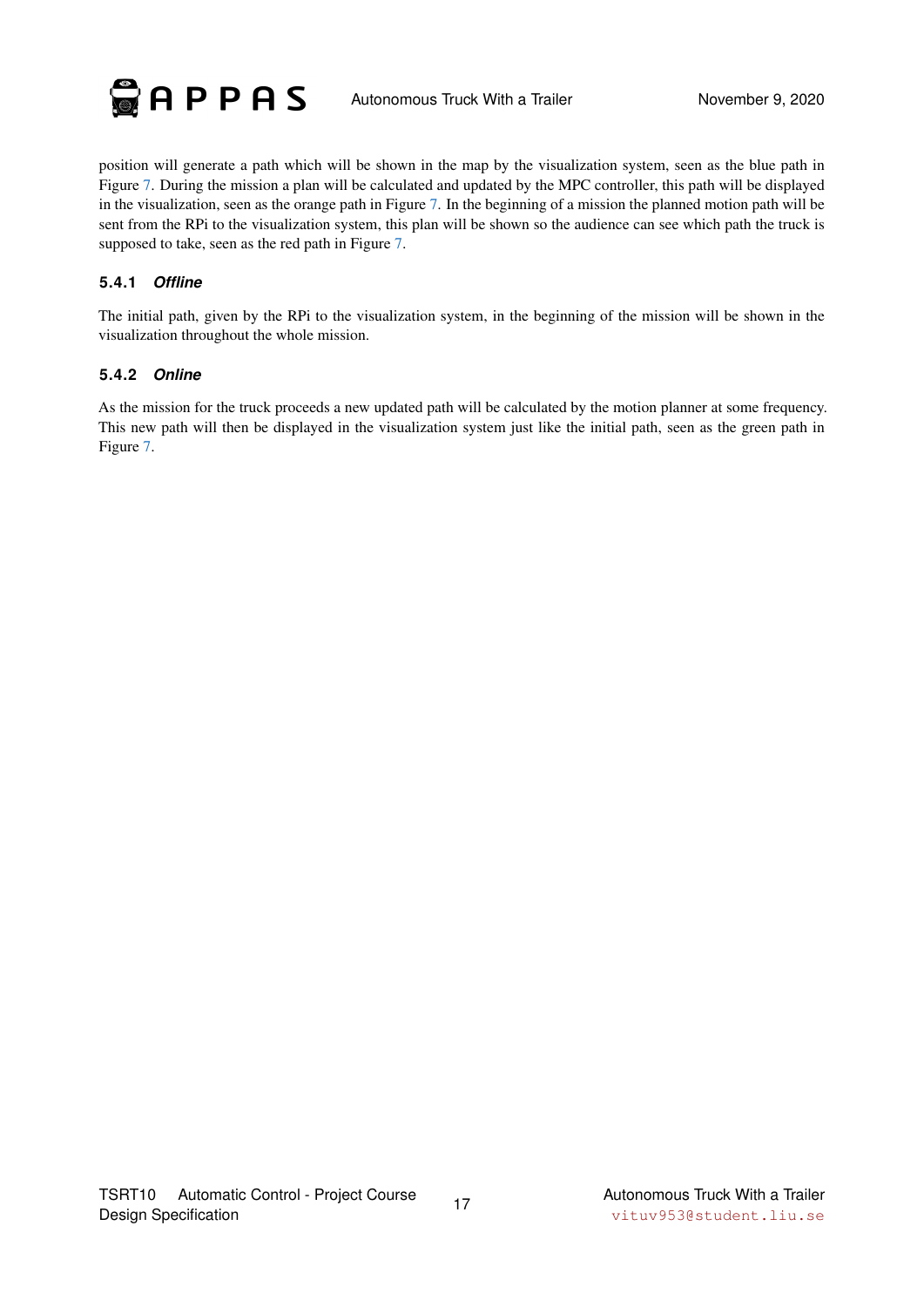position will generate a path which will be shown in the map by the visualization system, seen as the blue path in Figure 7. During the mission a plan will be calculated and updated by the MPC controller, this path will be displayed in the visualization, seen as the orange path in Figure 7. In the beginning of a mission the planned motion path will be sent from the RPi to the visualization system, this plan will be shown so the audience can see which path the truck is supposed to take, seen as the red path in Figure 7.

### 5.4.1 *Offline*

The initial path, given by the RPi to the visualization system, in the beginning of the mission will be shown in the visualization throughout the whole mission.

### 5.4.2 *Online*

As the mission for the truck proceeds a new updated path will be calculated by the motion planner at some frequency. This new path will then be displayed in the visualization system just like the initial path, seen as the green path in Figure 7.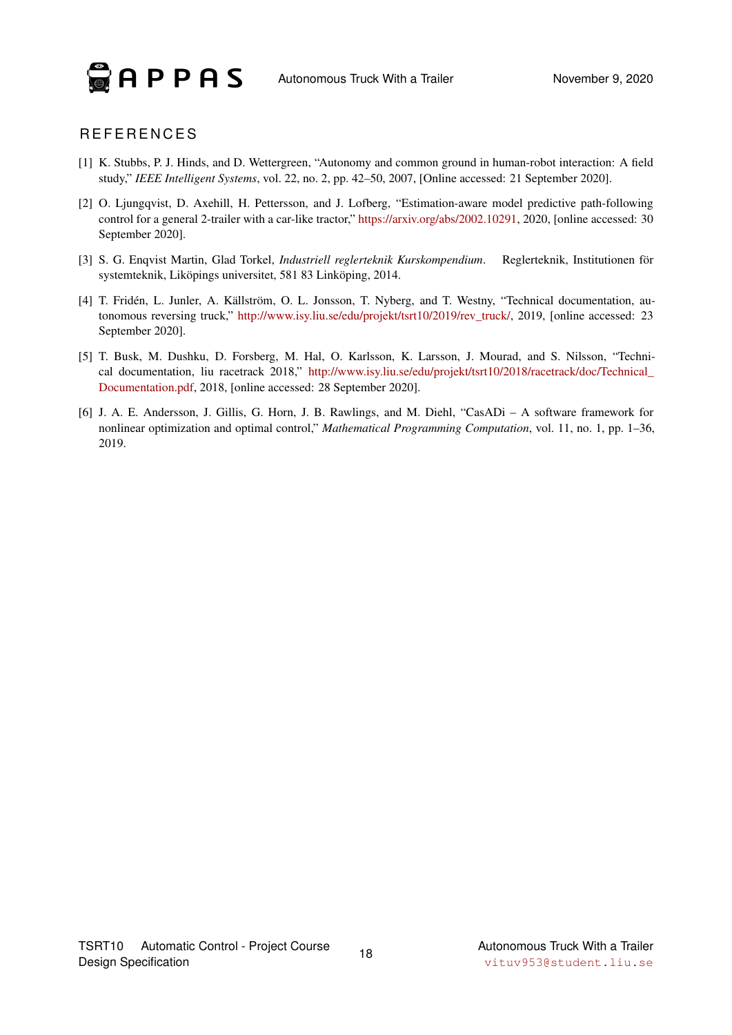## REFERENCES

[1] K. Stubbs, P. J. Hinds, and D. Wettergreen, "Autonomy and common ground in human-robot interaction: A field study," *IEEE Intelligent Systems*, vol. 22, no. 2, pp. 42–50, 2007, [Online accessed: 21 September 2020].

[2] O. Ljungqvist, D. Axehill, H. Pettersson, and J. Lofberg, "Estimation-aware model predictive path-following control for a general 2-trailer with a car-like tractor," https://arxiv.org/abs/2002.10291, 2020, [online accessed: 30 September 2020].

[3] S. G. Enqvist Martin, Glad Torkel, *Industriell reglerteknik Kurskompendium*. Reglerteknik, Institutionen för systemteknik, Liköpings universitet, 581 83 Linköping, 2014.

[4] T. Fridén, L. Junler, A. Källström, O. L. Jonsson, T. Nyberg, and T. Westny, "Technical documentation, autonomous reversing truck," http://www.isy.liu.se/edu/projekt/tsrt10/2019/rev_truck/, 2019, [online accessed: 23 September 2020].

[5] T. Busk, M. Dushku, D. Forsberg, M. Hal, O. Karlsson, K. Larsson, J. Mourad, and S. Nilsson, "Technical documentation, liu racetrack 2018," http://www.isy.liu.se/edu/projekt/tsrt10/2018/racetrack/doc/Technical_Documentation.pdf, 2018, [online accessed: 28 September 2020].

[6] J. A. E. Andersson, J. Gillis, G. Horn, J. B. Rawlings, and M. Diehl, "CasADi – A software framework for nonlinear optimization and optimal control," *Mathematical Programming Computation*, vol. 11, no. 1, pp. 1–36, 2019.